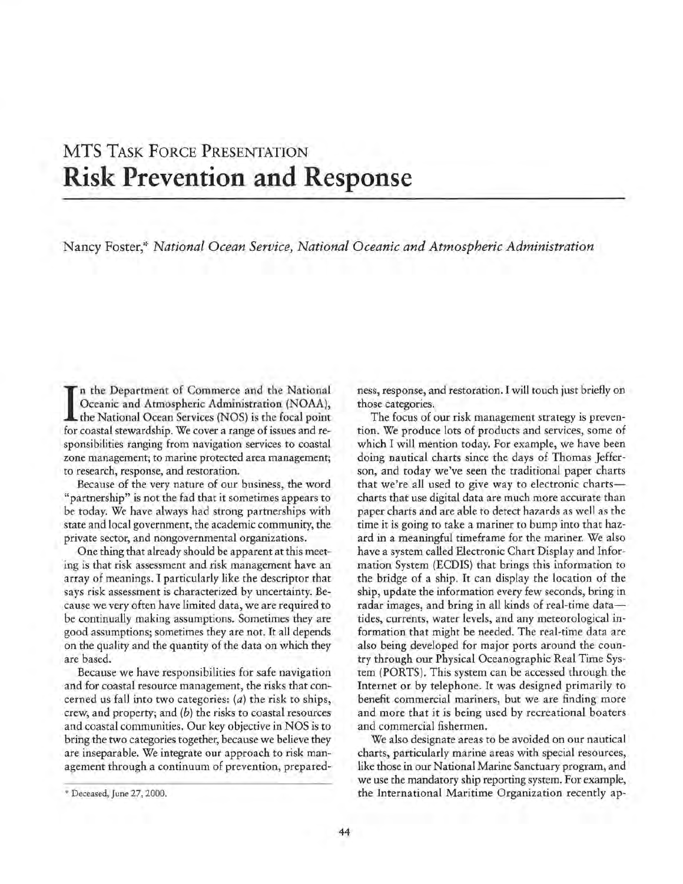MTS TASK FORCE PRESENTATION

# Risk Prevention and Response

Nancy Foster,* *National Ocean Service, National Oceanic and Atmospheric Administration*

In the Department of Commerce and the National Oceanic and Atmospheric Administration (NOAA), the National Ocean Services (NOS) is the focal point for coastal stewardship. We cover a range of issues and responsibilities ranging from navigation services to coastal zone management; to marine protected area management; to research, response, and restoration.

Because of the very nature of our business, the word "partnership" is not the fad that it sometimes appears to be today. We have always had strong partnerships with state and local government, the academic community, the private sector, and nongovernmental organizations.

One thing that already should be apparent at this meeting is that risk assessment and risk management have an array of meanings. I particularly like the descriptor that says risk assessment is characterized by uncertainty. Because we very often have limited data, we are required to be continually making assumptions. Sometimes they are good assumptions; sometimes they are not. It all depends on the quality and the quantity of the data on which they are based.

Because we have responsibilities for safe navigation and for coastal resource management, the risks that concerned us fall into two categories: (*a*) the risk to ships, crew, and property; and (*b*) the risks to coastal resources and coastal communities. Our key objective in NOS is to bring the two categories together, because we believe they are inseparable. We integrate our approach to risk management through a continuum of prevention, preparedness, response, and restoration. I will touch just briefly on those categories.

The focus of our risk management strategy is prevention. We produce lots of products and services, some of which I will mention today. For example, we have been doing nautical charts since the days of Thomas Jefferson, and today we've seen the traditional paper charts that we're all used to give way to electronic charts—charts that use digital data are much more accurate than paper charts and are able to detect hazards as well as the time it is going to take a mariner to bump into that hazard in a meaningful timeframe for the mariner. We also have a system called Electronic Chart Display and Information System (ECDIS) that brings this information to the bridge of a ship. It can display the location of the ship, update the information every few seconds, bring in radar images, and bring in all kinds of real-time data—tides, currents, water levels, and any meteorological information that might be needed. The real-time data are also being developed for major ports around the country through our Physical Oceanographic Real Time System (PORTS). This system can be accessed through the Internet or by telephone. It was designed primarily to benefit commercial mariners, but we are finding more and more that it is being used by recreational boaters and commercial fishermen.

We also designate areas to be avoided on our nautical charts, particularly marine areas with special resources, like those in our National Marine Sanctuary program, and we use the mandatory ship reporting system. For example, the International Maritime Organization recently ap-

\* Deceased, June 27, 2000.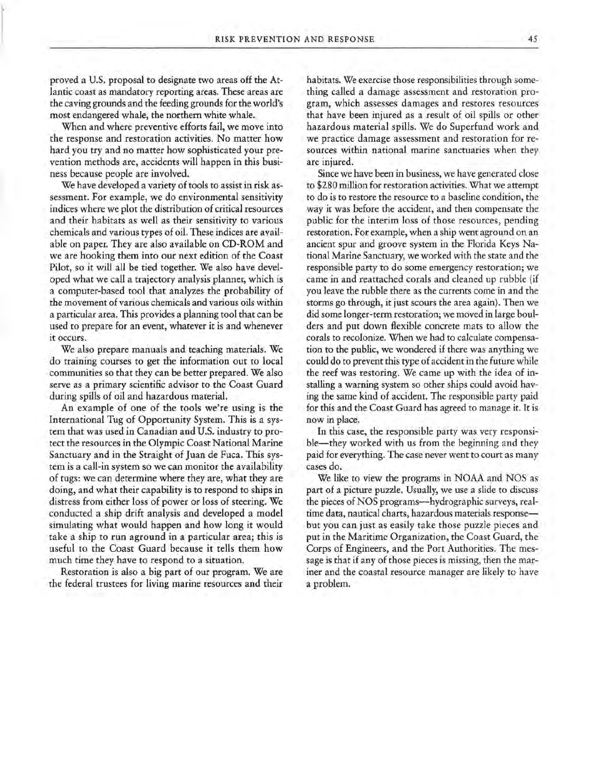proved a U.S. proposal to designate two areas off the Atlantic coast as mandatory reporting areas. These areas are the caving grounds and the feeding grounds for the world's most endangered whale, the northern white whale.

When and where preventive efforts fail, we move into the response and restoration activities. No matter how hard you try and no matter how sophisticated your prevention methods are, accidents will happen in this business because people are involved.

We have developed a variety of tools to assist in risk assessment. For example, we do environmental sensitivity indices where we plot the distribution of critical resources and their habitats as well as their sensitivity to various chemicals and various types of oil. These indices are available on paper. They are also available on CD-ROM and we are hooking them into our next edition of the Coast Pilot, so it will all be tied together. We also have developed what we call a trajectory analysis planner, which is a computer-based tool that analyzes the probability of the movement of various chemicals and various oils within a particular area. This provides a planning tool that can be used to prepare for an event, whatever it is and whenever it occurs.

We also prepare manuals and teaching materials. We do training courses to get the information out to local communities so that they can be better prepared. We also serve as a primary scientific advisor to the Coast Guard during spills of oil and hazardous material.

An example of one of the tools we're using is the International Tug of Opportunity System. This is a system that was used in Canadian and U.S. industry to protect the resources in the Olympic Coast National Marine Sanctuary and in the Straight of Juan de Fuca. This system is a call-in system so we can monitor the availability of tugs: we can determine where they are, what they are doing, and what their capability is to respond to ships in distress from either loss of power or loss of steering. We conducted a ship drift analysis and developed a model simulating what would happen and how long it would take a ship to run aground in a particular area; this is useful to the Coast Guard because it tells them how much time they have to respond to a situation.

Restoration is also a big part of our program. We are the federal trustees for living marine resources and their habitats. We exercise those responsibilities through something called a damage assessment and restoration program, which assesses damages and restores resources that have been injured as a result of oil spills or other hazardous material spills. We do Superfund work and we practice damage assessment and restoration for resources within national marine sanctuaries when they are injured.

Since we have been in business, we have generated close to $280 million for restoration activities. What we attempt to do is to restore the resource to a baseline condition, the way it was before the accident, and then compensate the public for the interim loss of those resources, pending restoration. For example, when a ship went aground on an ancient spur and groove system in the Florida Keys National Marine Sanctuary, we worked with the state and the responsible party to do some emergency restoration; we came in and reattached corals and cleaned up rubble (if you leave the rubble there as the currents come in and the storms go through, it just scours the area again). Then we did some longer-term restoration; we moved in large boulders and put down flexible concrete mats to allow the corals to recolonize. When we had to calculate compensation to the public, we wondered if there was anything we could do to prevent this type of accident in the future while the reef was restoring. We came up with the idea of installing a warning system so other ships could avoid having the same kind of accident. The responsible party paid for this and the Coast Guard has agreed to manage it. It is now in place.

In this case, the responsible party was very responsible—they worked with us from the beginning and they paid for everything. The case never went to court as many cases do.

We like to view the programs in NOAA and NOS as part of a picture puzzle. Usually, we use a slide to discuss the pieces of NOS programs—hydrographic surveys, real-time data, nautical charts, hazardous materials response—but you can just as easily take those puzzle pieces and put in the Maritime Organization, the Coast Guard, the Corps of Engineers, and the Port Authorities. The message is that if any of those pieces is missing, then the mariner and the coastal resource manager are likely to have a problem.